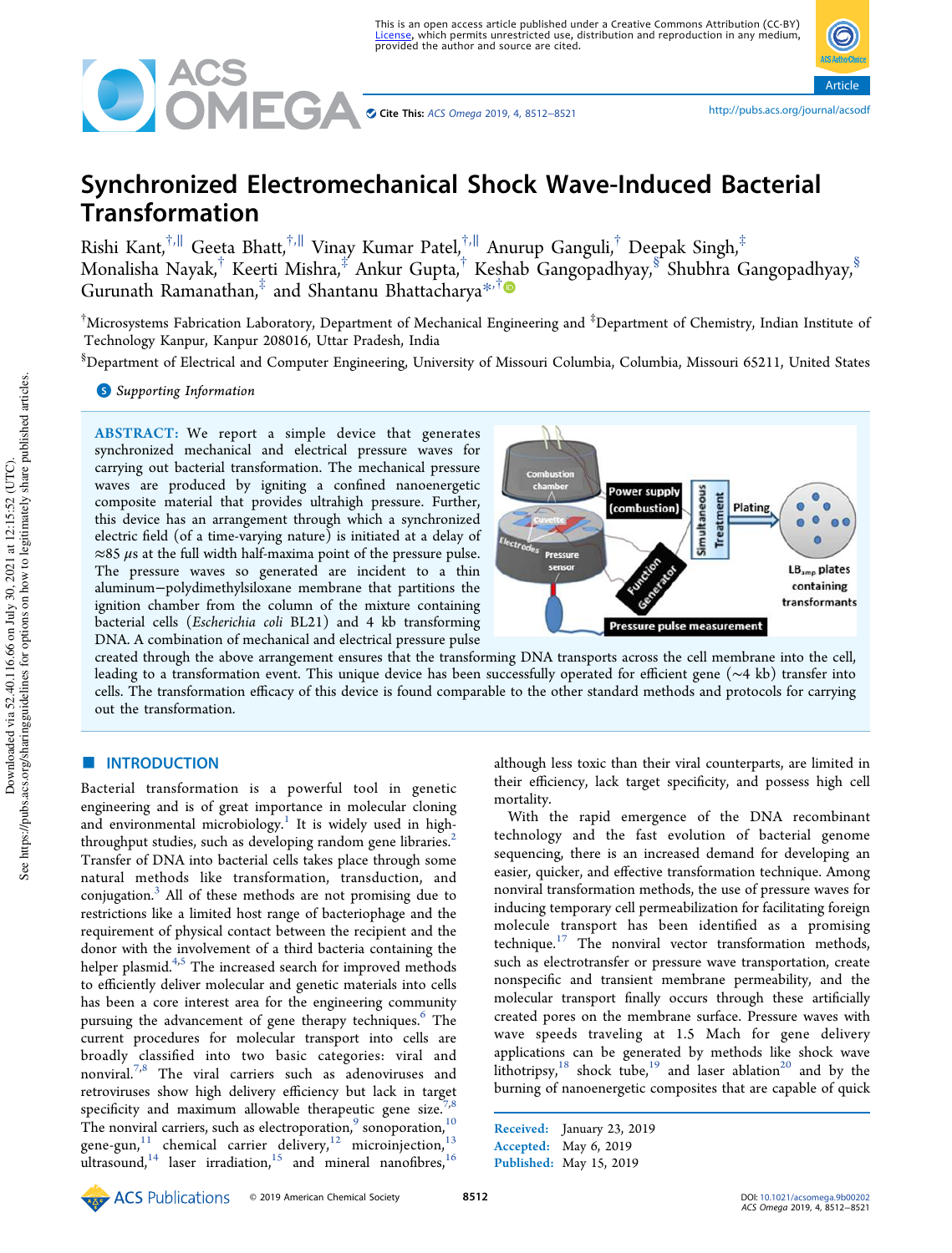# Synchronized Electromechanical Shock Wave-Induced Bacterial Transformation

Rishi Kant,[†,∥] Geeta Bhatt,[†,∥] Vinay Kumar Patel,[†,∥] Anurup Ganguli,[†] Deepak Singh,[‡] Monalisha Nayak,[†] Keerti Mishra,[‡] Ankur Gupta,[†] Keshab Gangopadhyay,[§] Shubhra Gangopadhyay,[§] Gurunath Ramanathan,[‡] and Shantanu Bhattacharya[*,†]

[†]Microsystems Fabrication Laboratory, Department of Mechanical Engineering and [‡]Department of Chemistry, Indian Institute of Technology Kanpur, Kanpur 208016, Uttar Pradesh, India

[§]Department of Electrical and Computer Engineering, University of Missouri Columbia, Columbia, Missouri 65211, United States

**ABSTRACT:** We report a simple device that generates synchronized mechanical and electrical pressure waves for carrying out bacterial transformation. The mechanical pressure waves are produced by igniting a confined nanoenergetic composite material that provides ultrahigh pressure. Further, this device has an arrangement through which a synchronized electric field (of a time-varying nature) is initiated at a delay of ≈85 μs at the full width half-maxima point of the pressure pulse. The pressure waves so generated are incident to a thin aluminum−polydimethylsiloxane membrane that partitions the ignition chamber from the column of the mixture containing bacterial cells (*Escherichia coli* BL21) and 4 kb transforming DNA. A combination of mechanical and electrical pressure pulse created through the above arrangement ensures that the transforming DNA transports across the cell membrane into the cell, leading to a transformation event. This unique device has been successfully operated for efficient gene (~4 kb) transfer into cells. The transformation efficacy of this device is found comparable to the other standard methods and protocols for carrying out the transformation.

## INTRODUCTION

Bacterial transformation is a powerful tool in genetic engineering and is of great importance in molecular cloning and environmental microbiology.[1] It is widely used in high-throughput studies, such as developing random gene libraries.[2] Transfer of DNA into bacterial cells takes place through some natural methods like transformation, transduction, and conjugation.[3] All of these methods are not promising due to the restrictions like a limited host range of bacteriophage and the requirement of physical contact between the recipient and the donor with the involvement of a third bacteria containing the helper plasmid.[4,5] The increased search for improved methods to efficiently deliver molecular and genetic materials into cells has been a core interest area for the engineering community pursuing the advancement of gene therapy techniques.[6] The current procedures for molecular transport into cells are broadly classified into two basic categories: viral and nonviral.[7,8] The viral carriers such as adenoviruses and retroviruses show high delivery efficiency but lack in target specificity and maximum allowable therapeutic gene size.[7,8] The nonviral carriers, such as electroporation,[9] sonoporation,[10] gene-gun,[11] chemical carrier delivery,[12] microinjection,[13] ultrasound,[14] laser irradiation,[15] and mineral nanofibres,[16] although less toxic than their viral counterparts, are limited in their efficiency, lack target specificity, and possess high cell mortality.

With the rapid emergence of the DNA recombinant technology and the fast evolution of bacterial genome sequencing, there is an increased demand for developing an easier, quicker, and effective transformation technique. Among nonviral transformation methods, the use of pressure waves for inducing temporary cell permeabilization for facilitating foreign molecule transport has been identified as a promising technique.[17] The nonviral vector transformation methods, such as electrotransfer or pressure wave transportation, create nonspecific and transient membrane permeability, and the molecular transport finally occurs through these artificially created pores on the membrane surface. Pressure waves with wave speeds traveling at 1.5 Mach for gene delivery applications can be generated by methods like shock wave lithotripsy,[18] shock tube,[19] and laser ablation[20] and by the burning of nanoenergetic composites that are capable of quick

Received: January 23, 2019
Accepted: May 6, 2019
Published: May 15, 2019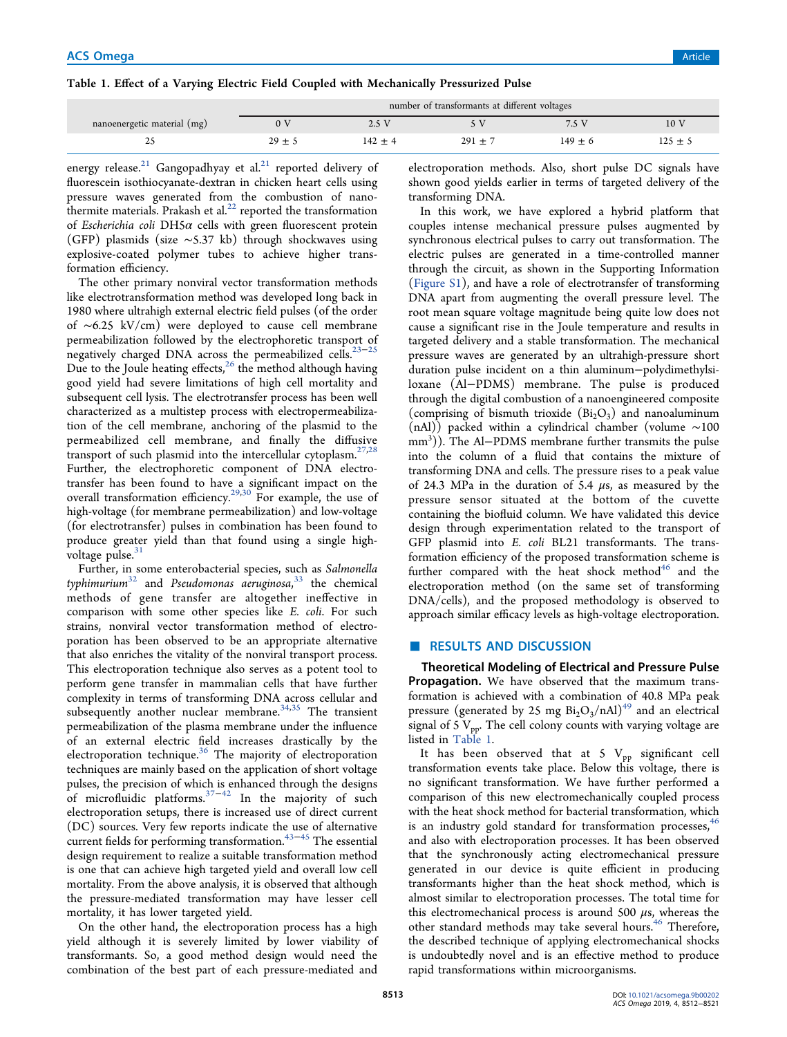Table 1. Effect of a Varying Electric Field Coupled with Mechanically Pressurized Pulse

| nanoenergetic material (mg) | number of transformants at different voltages | | | | |
|---|---|---|---|---|---|
| | 0 V | 2.5 V | 5 V | 7.5 V | 10 V |
| 25 | 29 ± 5 | 142 ± 4 | 291 ± 7 | 149 ± 6 | 125 ± 5 |

energy release.[21] Gangopadhyay et al.[21] reported delivery of fluorescein isothiocyanate-dextran in chicken heart cells using pressure waves generated from the combustion of nanothermite materials. Prakash et al.[22] reported the transformation of *Escherichia coli* DH5α cells with green fluorescent protein (GFP) plasmids (size ~5.37 kb) through shockwaves using explosive-coated polymer tubes to achieve higher transformation efficiency.

The other primary nonviral vector transformation methods like electrotransformation method was developed long back in 1980 where ultrahigh external electric field pulses (of the order of ~6.25 kV/cm) were deployed to cause cell membrane permeabilization followed by the electrophoretic transport of negatively charged DNA across the permeabilized cells.[23−25] Due to the Joule heating effects,[26] the method although having good yield had severe limitations of high cell mortality and subsequent cell lysis. The electrotransfer process has been well characterized as a multistep process with electropermeabilization of the cell membrane, anchoring of the plasmid to the permeabilized cell membrane, and finally the diffusive transport of such plasmid into the intercellular cytoplasm.[27,28] Further, the electrophoretic component of DNA electrotransfer has been found to have a significant impact on the overall transformation efficiency.[29,30] For example, the use of high-voltage (for membrane permeabilization) and low-voltage (for electrotransfer) pulses in combination has been found to produce greater yield than that found using a single high-voltage pulse.[31]

Further, in some enterobacterial species, such as *Salmonella typhimurium*[32] and *Pseudomonas aeruginosa*,[33] the chemical methods of gene transfer are altogether ineffective in comparison with some other species like *E. coli*. For such strains, nonviral vector transformation method of electroporation has been observed to be an appropriate alternative that also enriches the vitality of the nonviral transport process. This electroporation technique also serves as a potent tool to perform gene transfer in mammalian cells that have further complexity in terms of transforming DNA across cellular and subsequently another nuclear membrane.[34,35] The transient permeabilization of the plasma membrane under the influence of an external electric field increases drastically by the electroporation technique.[36] The majority of electroporation techniques are mainly based on the application of short voltage pulses, the precision of which is enhanced through the designs of microfluidic platforms.[37−42] In the majority of such electroporation setups, there is increased use of direct current (DC) sources. Very few reports indicate the use of alternative current fields for performing transformation.[43−45] The essential design requirement to realize a suitable transformation method is one that can achieve high targeted yield and overall low cell mortality. From the above analysis, it is observed that although the pressure-mediated transformation may have lesser cell mortality, it has lower targeted yield.

On the other hand, the electroporation process has a high yield although it is severely limited by lower viability of transformants. So, a good method design would need the combination of the best part of each pressure-mediated and electroporation methods. Also, short pulse DC signals have shown good yields earlier in terms of targeted delivery of the transforming DNA.

In this work, we have explored a hybrid platform that couples intense mechanical pressure pulses augmented by synchronous electrical pulses to carry out transformation. The electric pulses are generated in a time-controlled manner through the circuit, as shown in the Supporting Information (Figure S1), and have a role of electrotransfer of transforming DNA apart from augmenting the overall pressure level. The root mean square voltage magnitude being quite low does not cause a significant rise in the Joule temperature and results in targeted delivery and a stable transformation. The mechanical pressure waves are generated by an ultrahigh-pressure short duration pulse incident on a thin aluminum−polydimethylsiloxane (Al−PDMS) membrane. The pulse is produced through the digital combustion of a nanoengineered composite (comprising of bismuth trioxide ($Bi_2O_3$) and nanoaluminum (nAl)) packed within a cylindrical chamber (volume ~100 $mm^3$)). The Al−PDMS membrane further transmits the pulse into the column of a fluid that contains the mixture of transforming DNA and cells. The pressure rises to a peak value of 24.3 MPa in the duration of 5.4 μs, as measured by the pressure sensor situated at the bottom of the cuvette containing the biofluid column. We have validated this device design through experimentation related to the transport of GFP plasmid into *E. coli* BL21 transformants. The transformation efficiency of the proposed transformation scheme is further compared with the heat shock method[46] and the electroporation method (on the same set of transforming DNA/cells), and the proposed methodology is observed to approach similar efficacy levels as high-voltage electroporation.

## RESULTS AND DISCUSSION

### Theoretical Modeling of Electrical and Pressure Pulse Propagation.

We have observed that the maximum transformation is achieved with a combination of 40.8 MPa peak pressure (generated by 25 mg $Bi_2O_3$/nAl)[49] and an electrical signal of 5 $V_{pp}$. The cell colony counts with varying voltage are listed in Table 1.

It has been observed that at 5 $V_{pp}$ significant cell transformation events take place. Below this voltage, there is no significant transformation. We have further performed a comparison of this new electromechanically coupled process with the heat shock method for bacterial transformation, which is an industry gold standard for transformation processes,[46] and also with electroporation processes. It has been observed that the synchronously acting electromechanical pressure generated in our device is quite efficient in producing transformants higher than the heat shock method, which is almost similar to electroporation processes. The total time for this electromechanical process is around 500 μs, whereas the other standard methods may take several hours.[46] Therefore, the described technique of applying electromechanical shocks is undoubtedly novel and is an effective method to produce rapid transformations within microorganisms.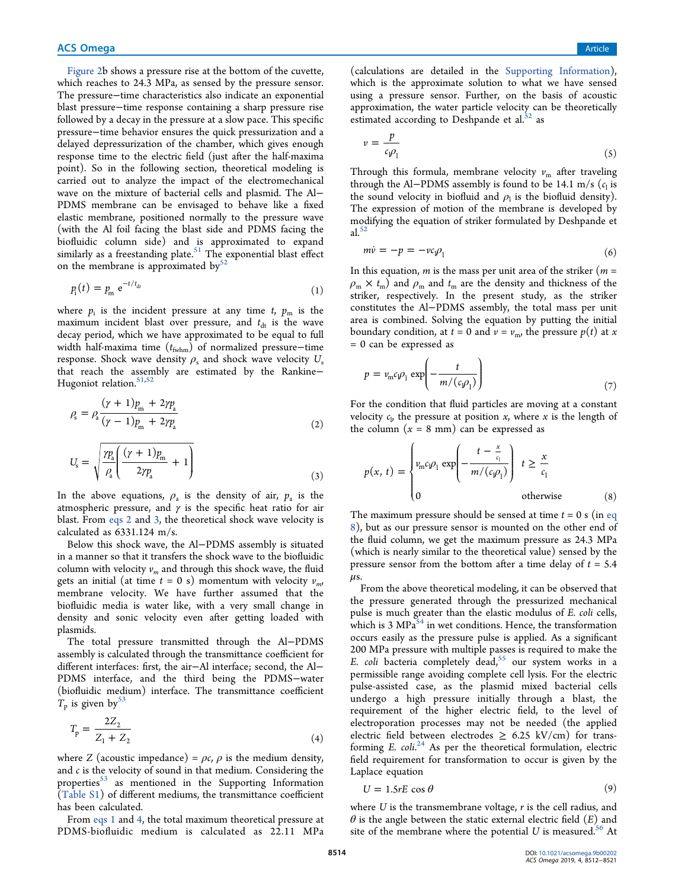Figure 2b shows a pressure rise at the bottom of the cuvette, which reaches to 24.3 MPa, as sensed by the pressure sensor. The pressure−time characteristics also indicate an exponential blast pressure−time response containing a sharp pressure rise followed by a decay in the pressure at a slow pace. This specific pressure−time behavior ensures the quick pressurization and a delayed depressurization of the chamber, which gives enough response time to the electric field (just after the half-maxima point). So in the following section, theoretical modeling is carried out to analyze the impact of the electromechanical wave on the mixture of bacterial cells and plasmid. The Al−PDMS membrane can be envisaged to behave like a fixed elastic membrane, positioned normally to the pressure wave (with the Al foil facing the blast side and PDMS facing the biofluidic column side) and is approximated to expand similarly as a freestanding plate.[51] The exponential blast effect on the membrane is approximated by[52]

$$p_i(t) = p_m\, e^{-t/t_{dt}} \tag{1}$$

where $p_i$ is the incident pressure at any time $t$, $p_m$ is the maximum incident blast over pressure, and $t_{dt}$ is the wave decay period, which we have approximated to be equal to full width half-maxima time ($t_{fwhm}$) of normalized pressure−time response. Shock wave density $\rho_s$ and shock wave velocity $U_s$ that reach the assembly are estimated by the Rankine−Hugoniot relation.[51,52]

$$\rho_s = \rho_a \frac{(\gamma + 1)p_m + 2\gamma p_a}{(\gamma - 1)p_m + 2\gamma p_a} \tag{2}$$

$$U_s = \sqrt{\frac{\gamma p_a}{\rho_a}\left(\frac{(\gamma + 1)p_m}{2\gamma p_a} + 1\right)} \tag{3}$$

In the above equations, $\rho_a$ is the density of air, $p_a$ is the atmospheric pressure, and $\gamma$ is the specific heat ratio for air blast. From eqs 2 and 3, the theoretical shock wave velocity is calculated as 6331.124 m/s.

Below this shock wave, the Al−PDMS assembly is situated in a manner so that it transfers the shock wave to the biofluidic column with velocity $v_m$ and through this shock wave, the fluid gets an initial (at time $t = 0$ s) momentum with velocity $v_m$, membrane velocity. We have further assumed that the biofluidic media is water like, with a very small change in density and sonic velocity even after getting loaded with plasmids.

The total pressure transmitted through the Al−PDMS assembly is calculated through the transmittance coefficient for different interfaces: first, the air−Al interface; second, the Al−PDMS interface, and the third being the PDMS−water (biofluidic medium) interface. The transmittance coefficient $T_p$ is given by[53]

$$T_p = \frac{2Z_2}{Z_1 + Z_2} \tag{4}$$

where $Z$ (acoustic impedance) = $\rho c$, $\rho$ is the medium density, and $c$ is the velocity of sound in that medium. Considering the properties[53] as mentioned in the Supporting Information (Table S1) of different mediums, the transmittance coefficient has been calculated.

From eqs 1 and 4, the total maximum theoretical pressure at PDMS-biofluidic medium is calculated as 22.11 MPa (calculations are detailed in the Supporting Information), which is the approximate solution to what we have sensed using a pressure sensor. Further, on the basis of acoustic approximation, the water particle velocity can be theoretically estimated according to Deshpande et al.[52] as

$$v = \frac{p}{c_l \rho_l} \tag{5}$$

Through this formula, membrane velocity $v_m$ after traveling through the Al−PDMS assembly is found to be 14.1 m/s ($c_l$ is the sound velocity in biofluid and $\rho_l$ is the biofluid density). The expression of motion of the membrane is developed by modifying the equation of striker formulated by Deshpande et al.[52]

$$m\dot{v} = -p = -v c_l \rho_l \tag{6}$$

In this equation, $m$ is the mass per unit area of the striker ($m = \rho_m \times t_m$) and $\rho_m$ and $t_m$ are the density and thickness of the striker, respectively. In the present study, as the striker constitutes the Al−PDMS assembly, the total mass per unit area is combined. Solving the equation by putting the initial boundary condition, at $t = 0$ and $v = v_m$, the pressure $p(t)$ at $x = 0$ can be expressed as

$$p = v_m c_l \rho_l \exp\left(-\frac{t}{m/(c_l \rho_l)}\right) \tag{7}$$

For the condition that fluid particles are moving at a constant velocity $c_l$, the pressure at position $x$, where $x$ is the length of the column ($x = 8$ mm) can be expressed as

$$p(x, t) = \begin{cases} v_m c_l \rho_l \exp\left(-\dfrac{t - \frac{x}{c_l}}{m/(c_l \rho_l)}\right) & t \geq \dfrac{x}{c_l} \\ 0 & \text{otherwise} \end{cases} \tag{8}$$

The maximum pressure should be sensed at time $t = 0$ s (in eq 8), but as our pressure sensor is mounted on the other end of the fluid column, we get the maximum pressure as 24.3 MPa (which is nearly similar to the theoretical value) sensed by the pressure sensor from the bottom after a time delay of $t = 5.4$ μs.

From the above theoretical modeling, it can be observed that the pressure generated through the pressurized mechanical pulse is much greater than the elastic modulus of *E. coli* cells, which is 3 MPa[54] in wet conditions. Hence, the transformation occurs easily as the pressure pulse is applied. As a significant 200 MPa pressure with multiple passes is required to make the *E. coli* bacteria completely dead,[55] our system works in a permissible range avoiding complete cell lysis. For the electric pulse-assisted case, as the plasmid mixed bacterial cells undergo a high pressure initially through a blast, the requirement of the higher electric field, to the level of electroporation processes may not be needed (the applied electric field between electrodes ≥ 6.25 kV/cm) for transforming *E. coli*.[24] As per the theoretical formulation, electric field requirement for transformation to occur is given by the Laplace equation

$$U = 1.5rE\cos\theta \tag{9}$$

where $U$ is the transmembrane voltage, $r$ is the cell radius, and $\theta$ is the angle between the static external electric field ($E$) and site of the membrane where the potential $U$ is measured.[56] At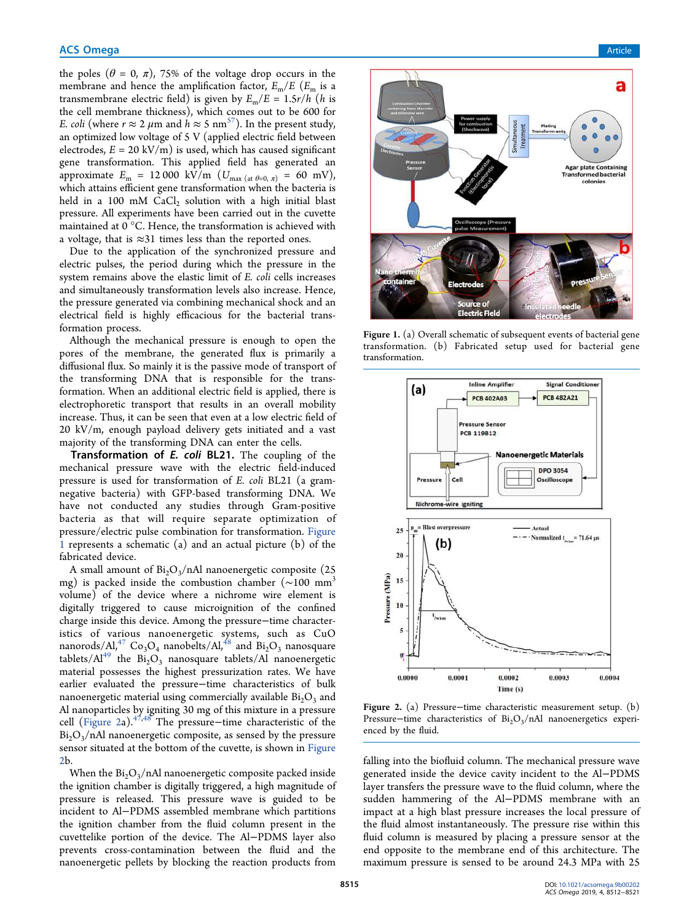the poles ($\theta = 0, \pi$), 75% of the voltage drop occurs in the membrane and hence the amplification factor, $E_m/E$ ($E_m$ is a transmembrane electric field) is given by $E_m/E = 1.5r/h$ ($h$ is the cell membrane thickness), which comes out to be 600 for *E. coli* (where $r \approx 2\ \mu$m and $h \approx 5$ nm[57]). In the present study, an optimized low voltage of 5 V (applied electric field between electrodes, $E = 20$ kV/m) is used, which has caused significant gene transformation. This applied field has generated an approximate $E_m = 12\,000$ kV/m ($U_{max\ (at\ \theta=0,\ \pi)} = 60$ mV), which attains efficient gene transformation when the bacteria is held in a 100 mM $CaCl_2$ solution with a high initial blast pressure. All experiments have been carried out in the cuvette maintained at 0 °C. Hence, the transformation is achieved with a voltage, that is ≈31 times less than the reported ones.

Due to the application of the synchronized pressure and electric pulses, the period during which the pressure in the system remains above the elastic limit of *E. coli* cells increases and simultaneously transformation levels also increase. Hence, the pressure generated via combining mechanical shock and an electrical field is highly efficacious for the bacterial transformation process.

Although the mechanical pressure is enough to open the pores of the membrane, the generated flux is primarily a diffusional flux. So mainly it is the passive mode of transport of the transforming DNA that is responsible for the transformation. When an additional electric field is applied, there is electrophoretic transport that results in an overall mobility increase. Thus, it can be seen that even at a low electric field of 20 kV/m, enough payload delivery gets initiated and a vast majority of the transforming DNA can enter the cells.

**Transformation of *E. coli* BL21.** The coupling of the mechanical pressure wave with the electric field-induced pressure is used for transformation of *E. coli* BL21 (a gram-negative bacteria) with GFP-based transforming DNA. We have not conducted any studies through Gram-positive bacteria as that will require separate optimization of pressure/electric pulse combination for transformation. Figure 1 represents a schematic (a) and an actual picture (b) of the fabricated device.

A small amount of $Bi_2O_3$/nAl nanoenergetic composite (25 mg) is packed inside the combustion chamber (~100 mm$^3$ volume) of the device where a nichrome wire element is digitally triggered to cause microignition of the confined charge inside this device. Among the pressure−time characteristics of various nanoenergetic systems, such as CuO nanorods/Al,[47] $Co_3O_4$ nanobelts/Al,[48] and $Bi_2O_3$ nanosquare tablets/Al[49] the $Bi_2O_3$ nanosquare tablets/Al nanoenergetic material possesses the highest pressurization rates. We have earlier evaluated the pressure−time characteristics of bulk nanoenergetic material using commercially available $Bi_2O_3$ and Al nanoparticles by igniting 30 mg of this mixture in a pressure cell (Figure 2a).[47,48] The pressure−time characteristic of the $Bi_2O_3$/nAl nanoenergetic composite, as sensed by the pressure sensor situated at the bottom of the cuvette, is shown in Figure 2b.

When the $Bi_2O_3$/nAl nanoenergetic composite packed inside the ignition chamber is digitally triggered, a high magnitude of pressure is released. This pressure wave is guided to be incident to Al−PDMS assembled membrane which partitions the ignition chamber from the fluid column present in the cuvettelike portion of the device. The Al−PDMS layer also prevents cross-contamination between the fluid and the nanoenergetic pellets by blocking the reaction products from falling into the biofluid column. The mechanical pressure wave generated inside the device cavity incident to the Al−PDMS layer transfers the pressure wave to the fluid column, where the sudden hammering of the Al−PDMS membrane with an impact at a high blast pressure increases the local pressure of the fluid almost instantaneously. The pressure rise within this fluid column is measured by placing a pressure sensor at the end opposite to the membrane end of this architecture. The maximum pressure is sensed to be around 24.3 MPa with 25

**Figure 1.** (a) Overall schematic of subsequent events of bacterial gene transformation. (b) Fabricated setup used for bacterial gene transformation.

**Figure 2.** (a) Pressure−time characteristic measurement setup. (b) Pressure−time characteristics of $Bi_2O_3$/nAl nanoenergetics experienced by the fluid.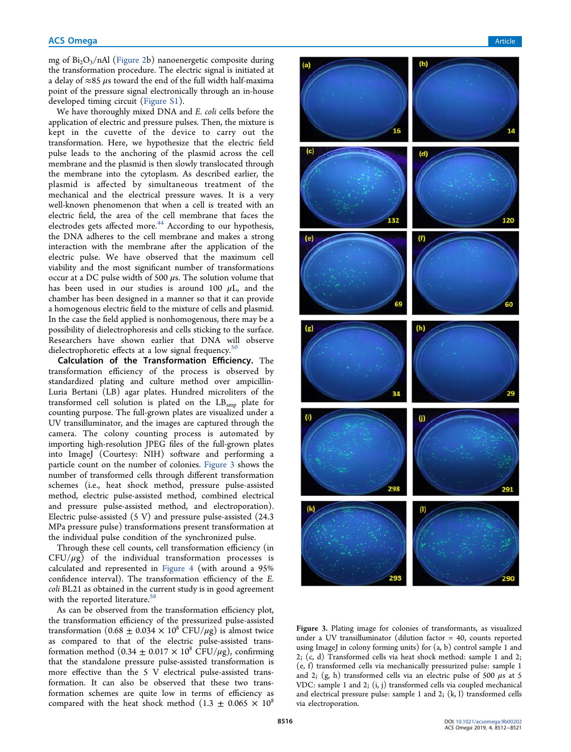mg of $Bi_2O_3$/nAl (Figure 2b) nanoenergetic composite during the transformation procedure. The electric signal is initiated at a delay of ≈85 μs toward the end of the full width half-maxima point of the pressure signal electronically through an in-house developed timing circuit (Figure S1).

We have thoroughly mixed DNA and *E. coli* cells before the application of electric and pressure pulses. Then, the mixture is kept in the cuvette of the device to carry out the transformation. Here, we hypothesize that the electric field pulse leads to the anchoring of the plasmid across the cell membrane and the plasmid is then slowly translocated through the membrane into the cytoplasm. As described earlier, the plasmid is affected by simultaneous treatment of the mechanical and the electrical pressure waves. It is a very well-known phenomenon that when a cell is treated with an electric field, the area of the cell membrane that faces the electrodes gets affected more.[44] According to our hypothesis, the DNA adheres to the cell membrane and makes a strong interaction with the membrane after the application of the electric pulse. We have observed that the maximum cell viability and the most significant number of transformations occur at a DC pulse width of 500 μs. The solution volume that has been used in our studies is around 100 μL, and the chamber has been designed in a manner so that it can provide a homogenous electric field to the mixture of cells and plasmid. In the case the field applied is nonhomogenous, there may be a possibility of dielectrophoresis and cells sticking to the surface. Researchers have shown earlier that DNA will observe dielectrophoretic effects at a low signal frequency.[50]

**Calculation of the Transformation Efficiency.** The transformation efficiency of the process is observed by standardized plating and culture method over ampicillin-Luria Bertani (LB) agar plates. Hundred microliters of the transformed cell solution is plated on the $LB_{amp}$ plate for counting purpose. The full-grown plates are visualized under a UV transilluminator, and the images are captured through the camera. The colony counting process is automated by importing high-resolution JPEG files of the full-grown plates into ImageJ (Courtesy: NIH) software and performing a particle count on the number of colonies. Figure 3 shows the number of transformed cells through different transformation schemes (i.e., heat shock method, pressure pulse-assisted method, electric pulse-assisted method, combined electrical and pressure pulse-assisted method, and electroporation). Electric pulse-assisted (5 V) and pressure pulse-assisted (24.3 MPa pressure pulse) transformations present transformation at the individual pulse condition of the synchronized pulse.

Through these cell counts, cell transformation efficiency (in CFU/μg) of the individual transformation processes is calculated and represented in Figure 4 (with around a 95% confidence interval). The transformation efficiency of the *E. coli* BL21 as obtained in the current study is in good agreement with the reported literature.[58]

As can be observed from the transformation efficiency plot, the transformation efficiency of the pressurized pulse-assisted transformation ($0.68 \pm 0.034 \times 10^8$ CFU/μg) is almost twice as compared to that of the electric pulse-assisted transformation method ($0.34 \pm 0.017 \times 10^8$ CFU/μg), confirming that the standalone pressure pulse-assisted transformation is more effective than the 5 V electrical pulse-assisted transformation. It can also be observed that these two transformation schemes are quite low in terms of efficiency as compared with the heat shock method ($1.3 \pm 0.065 \times 10^8$

Figure 3. Plating image for colonies of transformants, as visualized under a UV transilluminator (dilution factor = 40, counts reported using ImageJ in colony forming units) for (a, b) control sample 1 and 2; (c, d) Transformed cells via heat shock method: sample 1 and 2; (e, f) transformed cells via mechanically pressurized pulse: sample 1 and 2; (g, h) transformed cells via an electric pulse of 500 μs at 5 VDC: sample 1 and 2; (i, j) transformed cells via coupled mechanical and electrical pressure pulse: sample 1 and 2; (k, l) transformed cells via electroporation.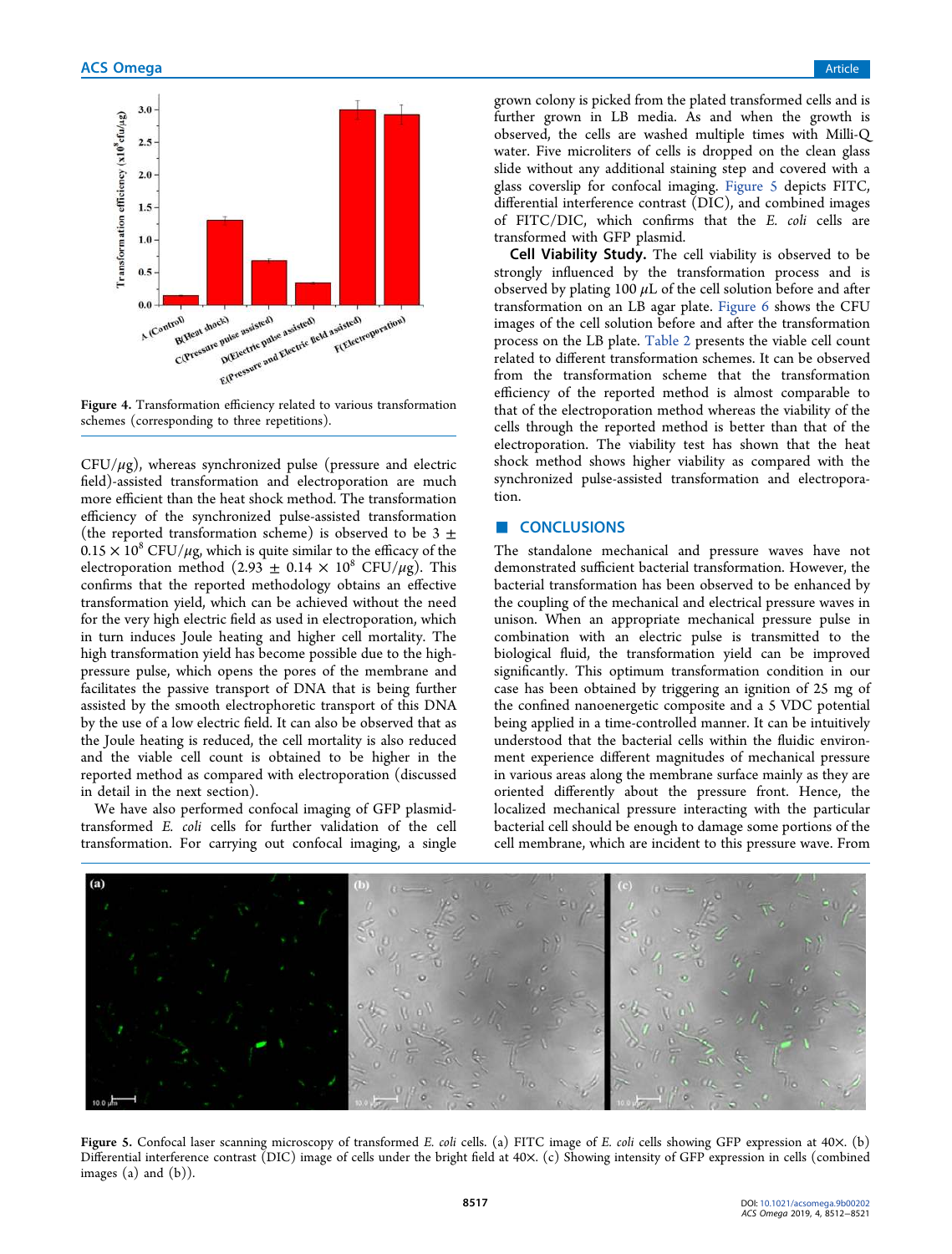Figure 4. Transformation efficiency related to various transformation schemes (corresponding to three repetitions).

CFU/$\mu$g), whereas synchronized pulse (pressure and electric field)-assisted transformation and electroporation are much more efficient than the heat shock method. The transformation efficiency of the synchronized pulse-assisted transformation (the reported transformation scheme) is observed to be $3 \pm 0.15 \times 10^8$ CFU/$\mu$g, which is quite similar to the efficacy of the electroporation method ($2.93 \pm 0.14 \times 10^8$ CFU/$\mu$g). This confirms that the reported methodology obtains an effective transformation yield, which can be achieved without the need for the very high electric field as used in electroporation, which in turn induces Joule heating and higher cell mortality. The high transformation yield has become possible due to the high-pressure pulse, which opens the pores of the membrane and facilitates the passive transport of DNA that is being further assisted by the smooth electrophoretic transport of this DNA by the use of a low electric field. It can also be observed that as the Joule heating is reduced, the cell mortality is also reduced and the viable cell count is obtained to be higher in the reported method as compared with electroporation (discussed in detail in the next section).

We have also performed confocal imaging of GFP plasmid-transformed *E. coli* cells for further validation of the cell transformation. For carrying out confocal imaging, a single grown colony is picked from the plated transformed cells and is further grown in LB media. As and when the growth is observed, the cells are washed multiple times with Milli-Q water. Five microliters of cells is dropped on the clean glass slide without any additional staining step and covered with a glass coverslip for confocal imaging. Figure 5 depicts FITC, differential interference contrast (DIC), and combined images of FITC/DIC, which confirms that the *E. coli* cells are transformed with GFP plasmid.

**Cell Viability Study.** The cell viability is observed to be strongly influenced by the transformation process and is observed by plating 100 $\mu$L of the cell solution before and after transformation on an LB agar plate. Figure 6 shows the CFU images of the cell solution before and after the transformation process on the LB plate. Table 2 presents the viable cell count related to different transformation schemes. It can be observed from the transformation scheme that the transformation efficiency of the reported method is almost comparable to that of the electroporation method whereas the viability of the cells through the reported method is better than that of the electroporation. The viability test has shown that the heat shock method shows higher viability as compared with the synchronized pulse-assisted transformation and electroporation.

## CONCLUSIONS

The standalone mechanical and pressure waves have not demonstrated sufficient bacterial transformation. However, the bacterial transformation has been observed to be enhanced by the coupling of the mechanical and electrical pressure waves in unison. When an appropriate mechanical pressure pulse in combination with an electric pulse is transmitted to the biological fluid, the transformation yield can be improved significantly. This optimum transformation condition in our case has been obtained by triggering an ignition of 25 mg of the confined nanoenergetic composite and a 5 VDC potential being applied in a time-controlled manner. It can be intuitively understood that the bacterial cells within the fluidic environment experience different magnitudes of mechanical pressure in various areas along the membrane surface mainly as they are oriented differently about the pressure front. Hence, the localized mechanical pressure interacting with the particular bacterial cell should be enough to damage some portions of the cell membrane, which are incident to this pressure wave. From

Figure 5. Confocal laser scanning microscopy of transformed *E. coli* cells. (a) FITC image of *E. coli* cells showing GFP expression at 40×. (b) Differential interference contrast (DIC) image of cells under the bright field at 40×. (c) Showing intensity of GFP expression in cells (combined images (a) and (b)).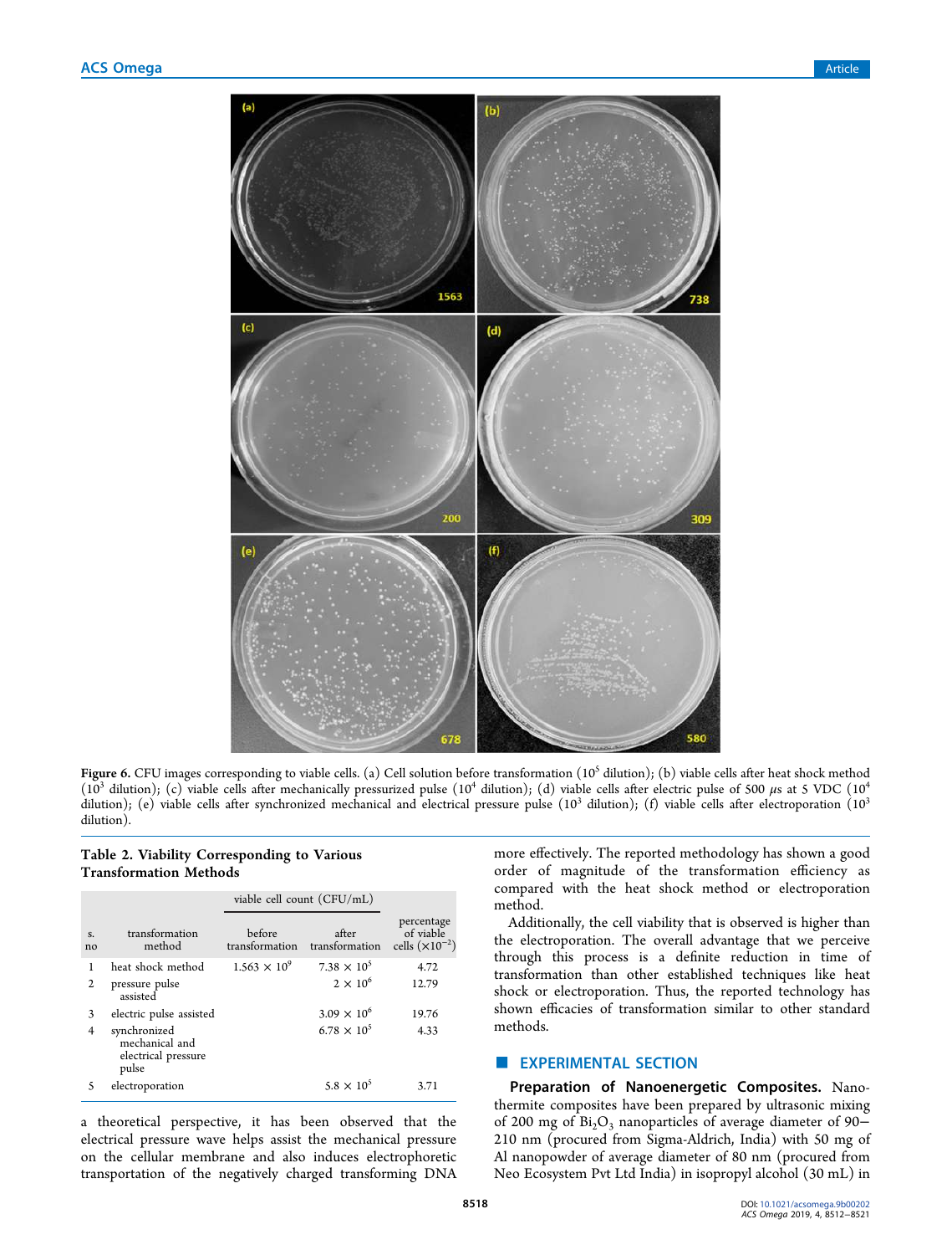Figure 6. CFU images corresponding to viable cells. (a) Cell solution before transformation ($10^5$ dilution); (b) viable cells after heat shock method ($10^3$ dilution); (c) viable cells after mechanically pressurized pulse ($10^4$ dilution); (d) viable cells after electric pulse of 500 μs at 5 VDC ($10^4$ dilution); (e) viable cells after synchronized mechanical and electrical pressure pulse ($10^3$ dilution); (f) viable cells after electroporation ($10^3$ dilution).

Table 2. Viability Corresponding to Various Transformation Methods

| | | viable cell count (CFU/mL) | | |
|---|---|---|---|---|
| s. no | transformation method | before transformation | after transformation | percentage of viable cells ($\times 10^{-2}$) |
| 1 | heat shock method | $1.563 \times 10^9$ | $7.38 \times 10^5$ | 4.72 |
| 2 | pressure pulse assisted | | $2 \times 10^6$ | 12.79 |
| 3 | electric pulse assisted | | $3.09 \times 10^6$ | 19.76 |
| 4 | synchronized mechanical and electrical pressure pulse | | $6.78 \times 10^5$ | 4.33 |
| 5 | electroporation | | $5.8 \times 10^5$ | 3.71 |

a theoretical perspective, it has been observed that the electrical pressure wave helps assist the mechanical pressure on the cellular membrane and also induces electrophoretic transportation of the negatively charged transforming DNA more effectively. The reported methodology has shown a good order of magnitude of the transformation efficiency as compared with the heat shock method or electroporation method.

Additionally, the cell viability that is observed is higher than the electroporation. The overall advantage that we perceive through this process is a definite reduction in time of transformation than other established techniques like heat shock or electroporation. Thus, the reported technology has shown efficacies of transformation similar to other standard methods.

## EXPERIMENTAL SECTION

**Preparation of Nanoenergetic Composites.** Nanothermite composites have been prepared by ultrasonic mixing of 200 mg of $Bi_2O_3$ nanoparticles of average diameter of 90–210 nm (procured from Sigma-Aldrich, India) with 50 mg of Al nanopowder of average diameter of 80 nm (procured from Neo Ecosystem Pvt Ltd India) in isopropyl alcohol (30 mL) in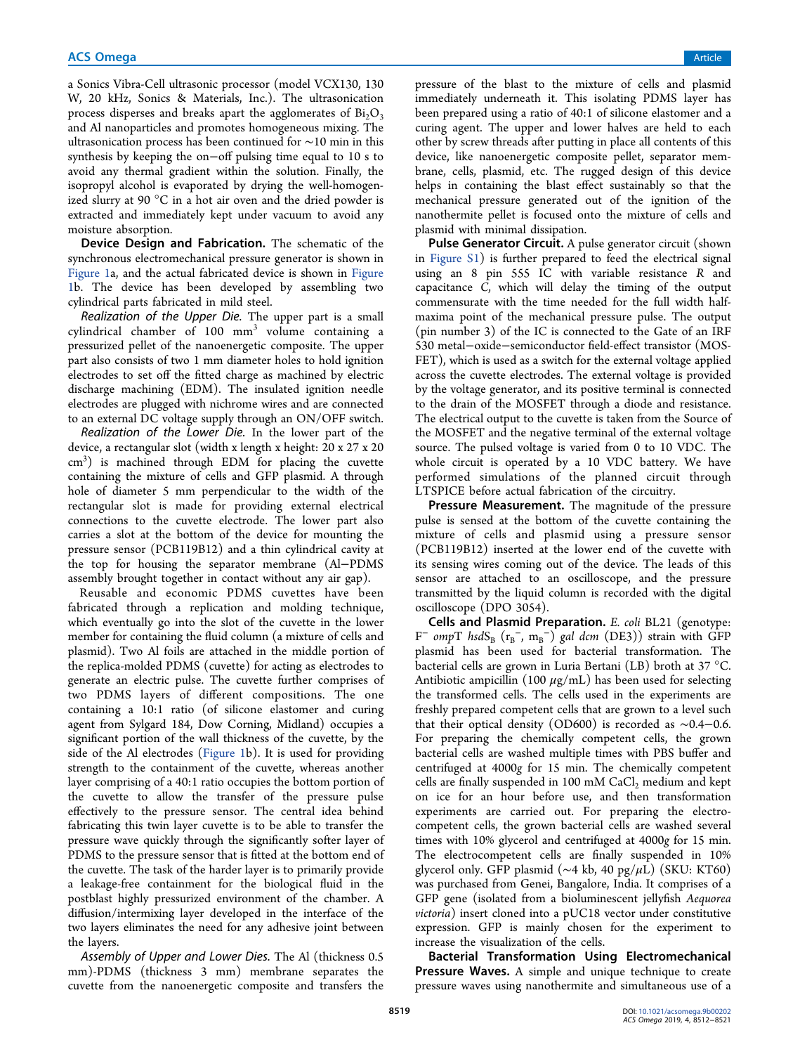a Sonics Vibra-Cell ultrasonic processor (model VCX130, 130 W, 20 kHz, Sonics & Materials, Inc.). The ultrasonication process disperses and breaks apart the agglomerates of $Bi_2O_3$ and Al nanoparticles and promotes homogeneous mixing. The ultrasonication process has been continued for ~10 min in this synthesis by keeping the on−off pulsing time equal to 10 s to avoid any thermal gradient within the solution. Finally, the isopropyl alcohol is evaporated by drying the well-homogenized slurry at 90 °C in a hot air oven and the dried powder is extracted and immediately kept under vacuum to avoid any moisture absorption.

**Device Design and Fabrication.** The schematic of the synchronous electromechanical pressure generator is shown in Figure 1a, and the actual fabricated device is shown in Figure 1b. The device has been developed by assembling two cylindrical parts fabricated in mild steel.

*Realization of the Upper Die.* The upper part is a small cylindrical chamber of 100 $mm^3$ volume containing a pressurized pellet of the nanoenergetic composite. The upper part also consists of two 1 mm diameter holes to hold ignition electrodes to set off the fitted charge as machined by electric discharge machining (EDM). The insulated ignition needle electrodes are plugged with nichrome wires and are connected to an external DC voltage supply through an ON/OFF switch.

*Realization of the Lower Die.* In the lower part of the device, a rectangular slot (width x length x height: 20 x 27 x 20 $cm^3$) is machined through EDM for placing the cuvette containing the mixture of cells and GFP plasmid. A through hole of diameter 5 mm perpendicular to the width of the rectangular slot is made for providing external electrical connections to the cuvette electrode. The lower part also carries a slot at the bottom of the device for mounting the pressure sensor (PCB119B12) and a thin cylindrical cavity at the top for housing the separator membrane (Al−PDMS assembly brought together in contact without any air gap).

Reusable and economic PDMS cuvettes have been fabricated through a replication and molding technique, which eventually go into the slot of the cuvette in the lower member for containing the fluid column (a mixture of cells and plasmid). Two Al foils are attached in the middle portion of the replica-molded PDMS (cuvette) for acting as electrodes to generate an electric pulse. The cuvette further comprises of two PDMS layers of different compositions. The one containing a 10:1 ratio (of silicone elastomer and curing agent from Sylgard 184, Dow Corning, Midland) occupies a significant portion of the wall thickness of the cuvette, by the side of the Al electrodes (Figure 1b). It is used for providing strength to the containment of the cuvette, whereas another layer comprising of a 40:1 ratio occupies the bottom portion of the cuvette to allow the transfer of the pressure pulse effectively to the pressure sensor. The central idea behind fabricating this twin layer cuvette is to be able to transfer the pressure wave quickly through the significantly softer layer of PDMS to the pressure sensor that is fitted at the bottom end of the cuvette. The task of the harder layer is to primarily provide a leakage-free containment for the biological fluid in the postblast highly pressurized environment of the chamber. A diffusion/intermixing layer developed in the interface of the two layers eliminates the need for any adhesive joint between the layers.

*Assembly of Upper and Lower Dies.* The Al (thickness 0.5 mm)-PDMS (thickness 3 mm) membrane separates the cuvette from the nanoenergetic composite and transfers the pressure of the blast to the mixture of cells and plasmid immediately underneath it. This isolating PDMS layer has been prepared using a ratio of 40:1 of silicone elastomer and a curing agent. The upper and lower halves are held to each other by screw threads after putting in place all contents of this device, like nanoenergetic composite pellet, separator membrane, cells, plasmid, etc. The rugged design of this device helps in containing the blast effect sustainably so that the mechanical pressure generated out of the ignition of the nanothermite pellet is focused onto the mixture of cells and plasmid with minimal dissipation.

**Pulse Generator Circuit.** A pulse generator circuit (shown in Figure S1) is further prepared to feed the electrical signal using an 8 pin 555 IC with variable resistance *R* and capacitance *C*, which will delay the timing of the output commensurate with the time needed for the full width half-maxima point of the mechanical pressure pulse. The output (pin number 3) of the IC is connected to the Gate of an IRF 530 metal−oxide−semiconductor field-effect transistor (MOSFET), which is used as a switch for the external voltage applied across the cuvette electrodes. The external voltage is provided by the voltage generator, and its positive terminal is connected to the drain of the MOSFET through a diode and resistance. The electrical output to the cuvette is taken from the Source of the MOSFET and the negative terminal of the external voltage source. The pulsed voltage is varied from 0 to 10 VDC. The whole circuit is operated by a 10 VDC battery. We have performed simulations of the planned circuit through LTSPICE before actual fabrication of the circuitry.

**Pressure Measurement.** The magnitude of the pressure pulse is sensed at the bottom of the cuvette containing the mixture of cells and plasmid using a pressure sensor (PCB119B12) inserted at the lower end of the cuvette with its sensing wires coming out of the device. The leads of this sensor are attached to an oscilloscope, and the pressure transmitted by the liquid column is recorded with the digital oscilloscope (DPO 3054).

**Cells and Plasmid Preparation.** *E. coli* BL21 (genotype: $F^-$ *ompT hsdS*$_B$ ($r_B^-$, $m_B^-$) *gal dcm* (DE3)) strain with GFP plasmid has been used for bacterial transformation. The bacterial cells are grown in Luria Bertani (LB) broth at 37 °C. Antibiotic ampicillin (100 μg/mL) has been used for selecting the transformed cells. The cells used in the experiments are freshly prepared competent cells that are grown to a level such that their optical density (OD600) is recorded as ~0.4−0.6. For preparing the chemically competent cells, the grown bacterial cells are washed multiple times with PBS buffer and centrifuged at 4000*g* for 15 min. The chemically competent cells are finally suspended in 100 mM $CaCl_2$ medium and kept on ice for an hour before use, and then transformation experiments are carried out. For preparing the electrocompetent cells, the grown bacterial cells are washed several times with 10% glycerol and centrifuged at 4000*g* for 15 min. The electrocompetent cells are finally suspended in 10% glycerol only. GFP plasmid (~4 kb, 40 pg/μL) (SKU: KT60) was purchased from Genei, Bangalore, India. It comprises of a GFP gene (isolated from a bioluminescent jellyfish *Aequorea victoria*) insert cloned into a pUC18 vector under constitutive expression. GFP is mainly chosen for the experiment to increase the visualization of the cells.

**Bacterial Transformation Using Electromechanical Pressure Waves.** A simple and unique technique to create pressure waves using nanothermite and simultaneous use of a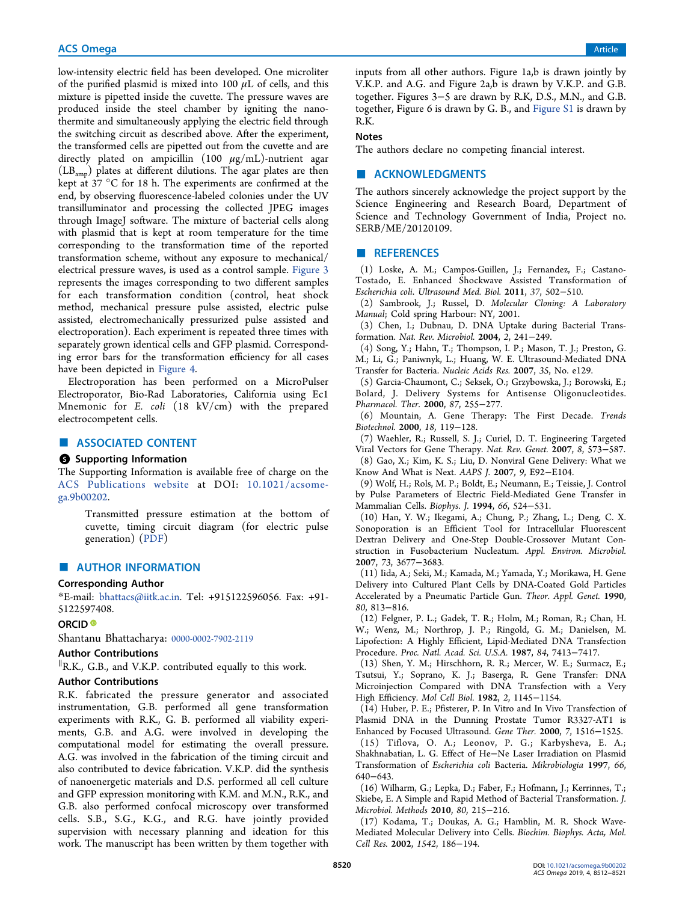low-intensity electric field has been developed. One microliter of the purified plasmid is mixed into 100 $\mu$L of cells, and this mixture is pipetted inside the cuvette. The pressure waves are produced inside the steel chamber by igniting the nanothermite and simultaneously applying the electric field through the switching circuit as described above. After the experiment, the transformed cells are pipetted out from the cuvette and are directly plated on ampicillin (100 $\mu$g/mL)-nutrient agar ($LB_{amp}$) plates at different dilutions. The agar plates are then kept at 37 °C for 18 h. The experiments are confirmed at the end, by observing fluorescence-labeled colonies under the UV transilluminator and processing the collected JPEG images through ImageJ software. The mixture of bacterial cells along with plasmid that is kept at room temperature for the time corresponding to the transformation time of the reported transformation scheme, without any exposure to mechanical/electrical pressure waves, is used as a control sample. Figure 3 represents the images corresponding to two different samples for each transformation condition (control, heat shock method, mechanical pressure pulse assisted, electric pulse assisted, electromechanically pressurized pulse assisted and electroporation). Each experiment is repeated three times with separately grown identical cells and GFP plasmid. Corresponding error bars for the transformation efficiency for all cases have been depicted in Figure 4.

Electroporation has been performed on a MicroPulser Electroporator, Bio-Rad Laboratories, California using Ec1 Mnemonic for *E. coli* (18 kV/cm) with the prepared electrocompetent cells.

## ■ ASSOCIATED CONTENT

### Supporting Information

The Supporting Information is available free of charge on the ACS Publications website at DOI: 10.1021/acsomega.9b00202.

> Transmitted pressure estimation at the bottom of cuvette, timing circuit diagram (for electric pulse generation) (PDF)

## ■ AUTHOR INFORMATION

### Corresponding Author

*E-mail: bhattacs@iitk.ac.in. Tel: +915122596056. Fax: +91-5122597408.

### ORCID

Shantanu Bhattacharya: 0000-0002-7902-2119

### Author Contributions

‖R.K., G.B., and V.K.P. contributed equally to this work.

### Author Contributions

R.K. fabricated the pressure generator and associated instrumentation, G.B. performed all gene transformation experiments with R.K., G. B. performed all viability experiments, G.B. and A.G. were involved in developing the computational model for estimating the overall pressure. A.G. was involved in the fabrication of the timing circuit and also contributed to device fabrication. V.K.P. did the synthesis of nanoenergetic materials and D.S. performed all cell culture and GFP expression monitoring with K.M. and M.N., R.K., and G.B. also performed confocal microscopy over transformed cells. S.B., S.G., K.G., and R.G. have jointly provided supervision with necessary planning and ideation for this work. The manuscript has been written by them together with inputs from all other authors. Figure 1a,b is drawn jointly by V.K.P. and A.G. and Figure 2a,b is drawn by V.K.P. and G.B. together. Figures 3−5 are drawn by R.K, D.S., M.N., and G.B. together, Figure 6 is drawn by G. B., and Figure S1 is drawn by R.K.

### Notes

The authors declare no competing financial interest.

## ■ ACKNOWLEDGMENTS

The authors sincerely acknowledge the project support by the Science Engineering and Research Board, Department of Science and Technology Government of India, Project no. SERB/ME/20120109.

## ■ REFERENCES

(1) Loske, A. M.; Campos-Guillen, J.; Fernandez, F.; Castano-Tostado, E. Enhanced Shockwave Assisted Transformation of *Escherichia coli*. *Ultrasound Med. Biol.* **2011**, *37*, 502−510.

(2) Sambrook, J.; Russel, D. *Molecular Cloning: A Laboratory Manual*; Cold spring Harbour: NY, 2001.

(3) Chen, I.; Dubnau, D. DNA Uptake during Bacterial Transformation. *Nat. Rev. Microbiol.* **2004**, *2*, 241−249.

(4) Song, Y.; Hahn, T.; Thompson, I. P.; Mason, T. J.; Preston, G. M.; Li, G.; Paniwnyk, L.; Huang, W. E. Ultrasound-Mediated DNA Transfer for Bacteria. *Nucleic Acids Res.* **2007**, *35*, No. e129.

(5) Garcia-Chaumont, C.; Seksek, O.; Grzybowska, J.; Borowski, E.; Bolard, J. Delivery Systems for Antisense Oligonucleotides. *Pharmacol. Ther.* **2000**, *87*, 255−277.

(6) Mountain, A. Gene Therapy: The First Decade. *Trends Biotechnol.* **2000**, *18*, 119−128.

(7) Waehler, R.; Russell, S. J.; Curiel, D. T. Engineering Targeted Viral Vectors for Gene Therapy. *Nat. Rev. Genet.* **2007**, *8*, 573−587.

(8) Gao, X.; Kim, K. S.; Liu, D. Nonviral Gene Delivery: What we Know And What is Next. *AAPS J.* **2007**, *9*, E92−E104.

(9) Wolf, H.; Rols, M. P.; Boldt, E.; Neumann, E.; Teissie, J. Control by Pulse Parameters of Electric Field-Mediated Gene Transfer in Mammalian Cells. *Biophys. J.* **1994**, *66*, 524−531.

(10) Han, Y. W.; Ikegami, A.; Chung, P.; Zhang, L.; Deng, C. X. Sonoporation is an Efficient Tool for Intracellular Fluorescent Dextran Delivery and One-Step Double-Crossover Mutant Construction in Fusobacterium Nucleatum. *Appl. Environ. Microbiol.* **2007**, *73*, 3677−3683.

(11) Iida, A.; Seki, M.; Kamada, M.; Yamada, Y.; Morikawa, H. Gene Delivery into Cultured Plant Cells by DNA-Coated Gold Particles Accelerated by a Pneumatic Particle Gun. *Theor. Appl. Genet.* **1990**, *80*, 813−816.

(12) Felgner, P. L.; Gadek, T. R.; Holm, M.; Roman, R.; Chan, H. W.; Wenz, M.; Northrop, J. P.; Ringold, G. M.; Danielsen, M. Lipofection: A Highly Efficient, Lipid-Mediated DNA Transfection Procedure. *Proc. Natl. Acad. Sci. U.S.A.* **1987**, *84*, 7413−7417.

(13) Shen, Y. M.; Hirschhorn, R. R.; Mercer, W. E.; Surmacz, E.; Tsutsui, Y.; Soprano, K. J.; Baserga, R. Gene Transfer: DNA Microinjection Compared with DNA Transfection with a Very High Efficiency. *Mol Cell Biol.* **1982**, *2*, 1145−1154.

(14) Huber, P. E.; Pfisterer, P. In Vitro and In Vivo Transfection of Plasmid DNA in the Dunning Prostate Tumor R3327-AT1 is Enhanced by Focused Ultrasound. *Gene Ther.* **2000**, *7*, 1516−1525.

(15) Tiflova, O. A.; Leonov, P. G.; Karbysheva, E. A.; Shakhnabatian, L. G. Effect of He−Ne Laser Irradiation on Plasmid Transformation of *Escherichia coli* Bacteria. *Mikrobiologiia* **1997**, *66*, 640−643.

(16) Wilharm, G.; Lepka, D.; Faber, F.; Hofmann, J.; Kerrinnes, T.; Skiebe, E. A Simple and Rapid Method of Bacterial Transformation. *J. Microbiol. Methods* **2010**, *80*, 215−216.

(17) Kodama, T.; Doukas, A. G.; Hamblin, M. R. Shock Wave-Mediated Molecular Delivery into Cells. *Biochim. Biophys. Acta, Mol. Cell Res.* **2002**, *1542*, 186−194.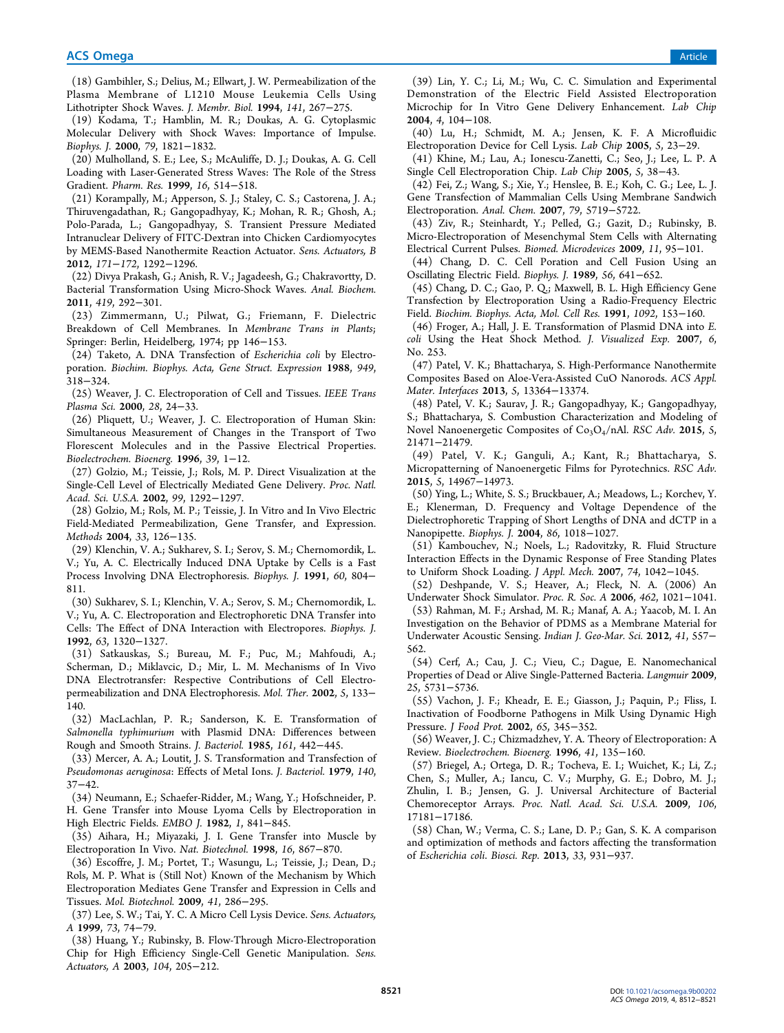(18) Gambihler, S.; Delius, M.; Ellwart, J. W. Permeabilization of the Plasma Membrane of L1210 Mouse Leukemia Cells Using Lithotripter Shock Waves. *J. Membr. Biol.* **1994**, *141*, 267−275.

(19) Kodama, T.; Hamblin, M. R.; Doukas, A. G. Cytoplasmic Molecular Delivery with Shock Waves: Importance of Impulse. *Biophys. J.* **2000**, *79*, 1821−1832.

(20) Mulholland, S. E.; Lee, S.; McAuliffe, D. J.; Doukas, A. G. Cell Loading with Laser-Generated Stress Waves: The Role of the Stress Gradient. *Pharm. Res.* **1999**, *16*, 514−518.

(21) Korampally, M.; Apperson, S. J.; Staley, C. S.; Castorena, J. A.; Thiruvengadathan, R.; Gangopadhyay, K.; Mohan, R. R.; Ghosh, A.; Polo-Parada, L.; Gangopadhyay, S. Transient Pressure Mediated Intranuclear Delivery of FITC-Dextran into Chicken Cardiomyocytes by MEMS-Based Nanothermite Reaction Actuator. *Sens. Actuators, B* **2012**, *171−172*, 1292−1296.

(22) Divya Prakash, G.; Anish, R. V.; Jagadeesh, G.; Chakravortty, D. Bacterial Transformation Using Micro-Shock Waves. *Anal. Biochem.* **2011**, *419*, 292−301.

(23) Zimmermann, U.; Pilwat, G.; Friemann, F. Dielectric Breakdown of Cell Membranes. In *Membrane Trans in Plants*; Springer: Berlin, Heidelberg, 1974; pp 146−153.

(24) Taketo, A. DNA Transfection of *Escherichia coli* by Electroporation. *Biochim. Biophys. Acta, Gene Struct. Expression* **1988**, *949*, 318−324.

(25) Weaver, J. C. Electroporation of Cell and Tissues. *IEEE Trans Plasma Sci.* **2000**, *28*, 24−33.

(26) Pliquett, U.; Weaver, J. C. Electroporation of Human Skin: Simultaneous Measurement of Changes in the Transport of Two Florescent Molecules and in the Passive Electrical Properties. *Bioelectrochem. Bioenerg.* **1996**, *39*, 1−12.

(27) Golzio, M.; Teissie, J.; Rols, M. P. Direct Visualization at the Single-Cell Level of Electrically Mediated Gene Delivery. *Proc. Natl. Acad. Sci. U.S.A.* **2002**, *99*, 1292−1297.

(28) Golzio, M.; Rols, M. P.; Teissie, J. In Vitro and In Vivo Electric Field-Mediated Permeabilization, Gene Transfer, and Expression. *Methods* **2004**, *33*, 126−135.

(29) Klenchin, V. A.; Sukharev, S. I.; Serov, S. M.; Chernomordik, L. V.; Yu, A. C. Electrically Induced DNA Uptake by Cells is a Fast Process Involving DNA Electrophoresis. *Biophys. J.* **1991**, *60*, 804−811.

(30) Sukharev, S. I.; Klenchin, V. A.; Serov, S. M.; Chernomordik, L. V.; Yu, A. C. Electroporation and Electrophoretic DNA Transfer into Cells: The Effect of DNA Interaction with Electropores. *Biophys. J.* **1992**, *63*, 1320−1327.

(31) Satkauskas, S.; Bureau, M. F.; Puc, M.; Mahfoudi, A.; Scherman, D.; Miklavcic, D.; Mir, L. M. Mechanisms of In Vivo DNA Electrotransfer: Respective Contributions of Cell Electropermeabilization and DNA Electrophoresis. *Mol. Ther.* **2002**, *5*, 133−140.

(32) MacLachlan, P. R.; Sanderson, K. E. Transformation of *Salmonella typhimurium* with Plasmid DNA: Differences between Rough and Smooth Strains. *J. Bacteriol.* **1985**, *161*, 442−445.

(33) Mercer, A. A.; Loutit, J. S. Transformation and Transfection of *Pseudomonas aeruginosa*: Effects of Metal Ions. *J. Bacteriol.* **1979**, *140*, 37−42.

(34) Neumann, E.; Schaefer-Ridder, M.; Wang, Y.; Hofschneider, P. H. Gene Transfer into Mouse Lyoma Cells by Electroporation in High Electric Fields. *EMBO J.* **1982**, *1*, 841−845.

(35) Aihara, H.; Miyazaki, J. I. Gene Transfer into Muscle by Electroporation In Vivo. *Nat. Biotechnol.* **1998**, *16*, 867−870.

(36) Escoffre, J. M.; Portet, T.; Wasungu, L.; Teissie, J.; Dean, D.; Rols, M. P. What is (Still Not) Known of the Mechanism by Which Electroporation Mediates Gene Transfer and Expression in Cells and Tissues. *Mol. Biotechnol.* **2009**, *41*, 286−295.

(37) Lee, S. W.; Tai, Y. C. A Micro Cell Lysis Device. *Sens. Actuators, A* **1999**, *73*, 74−79.

(38) Huang, Y.; Rubinsky, B. Flow-Through Micro-Electroporation Chip for High Efficiency Single-Cell Genetic Manipulation. *Sens. Actuators, A* **2003**, *104*, 205−212.

(39) Lin, Y. C.; Li, M.; Wu, C. C. Simulation and Experimental Demonstration of the Electric Field Assisted Electroporation Microchip for In Vitro Gene Delivery Enhancement. *Lab Chip* **2004**, *4*, 104−108.

(40) Lu, H.; Schmidt, M. A.; Jensen, K. F. A Microfluidic Electroporation Device for Cell Lysis. *Lab Chip* **2005**, *5*, 23−29.

(41) Khine, M.; Lau, A.; Ionescu-Zanetti, C.; Seo, J.; Lee, L. P. A Single Cell Electroporation Chip. *Lab Chip* **2005**, *5*, 38−43.

(42) Fei, Z.; Wang, S.; Xie, Y.; Henslee, B. E.; Koh, C. G.; Lee, L. J. Gene Transfection of Mammalian Cells Using Membrane Sandwich Electroporation. *Anal. Chem.* **2007**, *79*, 5719−5722.

(43) Ziv, R.; Steinhardt, Y.; Pelled, G.; Gazit, D.; Rubinsky, B. Micro-Electroporation of Mesenchymal Stem Cells with Alternating Electrical Current Pulses. *Biomed. Microdevices* **2009**, *11*, 95−101.

(44) Chang, D. C. Cell Poration and Cell Fusion Using an Oscillating Electric Field. *Biophys. J.* **1989**, *56*, 641−652.

(45) Chang, D. C.; Gao, P. Q.; Maxwell, B. L. High Efficiency Gene Transfection by Electroporation Using a Radio-Frequency Electric Field. *Biochim. Biophys. Acta, Mol. Cell Res.* **1991**, *1092*, 153−160.

(46) Froger, A.; Hall, J. E. Transformation of Plasmid DNA into *E. coli* Using the Heat Shock Method. *J. Visualized Exp.* **2007**, *6*, No. 253.

(47) Patel, V. K.; Bhattacharya, S. High-Performance Nanothermite Composites Based on Aloe-Vera-Assisted CuO Nanorods. *ACS Appl. Mater. Interfaces* **2013**, *5*, 13364−13374.

(48) Patel, V. K.; Saurav, J. R.; Gangopadhyay, K.; Gangopadhyay, S.; Bhattacharya, S. Combustion Characterization and Modeling of Novel Nanoenergetic Composites of $Co_3O_4$/nAl. *RSC Adv.* **2015**, *5*, 21471−21479.

(49) Patel, V. K.; Ganguli, A.; Kant, R.; Bhattacharya, S. Micropatterning of Nanoenergetic Films for Pyrotechnics. *RSC Adv.* **2015**, *5*, 14967−14973.

(50) Ying, L.; White, S. S.; Bruckbauer, A.; Meadows, L.; Korchev, Y. E.; Klenerman, D. Frequency and Voltage Dependence of the Dielectrophoretic Trapping of Short Lengths of DNA and dCTP in a Nanopipette. *Biophys. J.* **2004**, *86*, 1018−1027.

(51) Kambouchev, N.; Noels, L.; Radovitzky, R. Fluid Structure Interaction Effects in the Dynamic Response of Free Standing Plates to Uniform Shock Loading. *J Appl. Mech.* **2007**, *74*, 1042−1045.

(52) Deshpande, V. S.; Heaver, A.; Fleck, N. A. (2006) An Underwater Shock Simulator. *Proc. R. Soc. A* **2006**, *462*, 1021−1041.

(53) Rahman, M. F.; Arshad, M. R.; Manaf, A. A.; Yaacob, M. I. An Investigation on the Behavior of PDMS as a Membrane Material for Underwater Acoustic Sensing. *Indian J. Geo-Mar. Sci.* **2012**, *41*, 557−562.

(54) Cerf, A.; Cau, J. C.; Vieu, C.; Dague, E. Nanomechanical Properties of Dead or Alive Single-Patterned Bacteria. *Langmuir* **2009**, *25*, 5731−5736.

(55) Vachon, J. F.; Kheadr, E. E.; Giasson, J.; Paquin, P.; Fliss, I. Inactivation of Foodborne Pathogens in Milk Using Dynamic High Pressure. *J Food Prot.* **2002**, *65*, 345−352.

(56) Weaver, J. C.; Chizmadzhev, Y. A. Theory of Electroporation: A Review. *Bioelectrochem. Bioenerg.* **1996**, *41*, 135−160.

(57) Briegel, A.; Ortega, D. R.; Tocheva, E. I.; Wuichet, K.; Li, Z.; Chen, S.; Muller, A.; Iancu, C. V.; Murphy, G. E.; Dobro, M. J.; Zhulin, I. B.; Jensen, G. J. Universal Architecture of Bacterial Chemoreceptor Arrays. *Proc. Natl. Acad. Sci. U.S.A.* **2009**, *106*, 17181−17186.

(58) Chan, W.; Verma, C. S.; Lane, D. P.; Gan, S. K. A comparison and optimization of methods and factors affecting the transformation of *Escherichia coli*. *Biosci. Rep.* **2013**, *33*, 931−937.